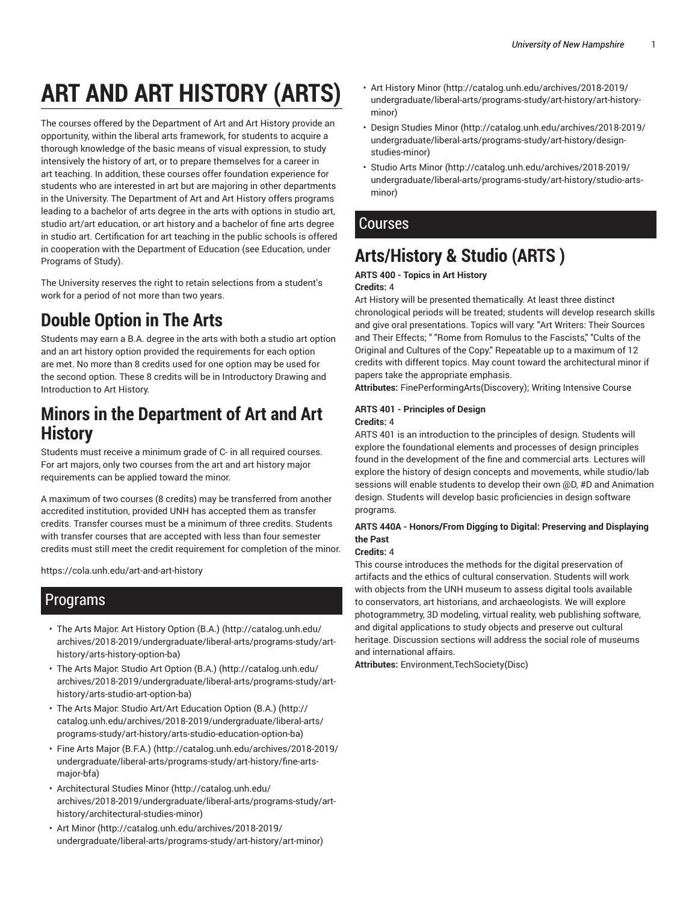# ART AND ART HISTORY (ARTS)

The courses offered by the Department of Art and Art History provide an opportunity, within the liberal arts framework, for students to acquire a thorough knowledge of the basic means of visual expression, to study intensively the history of art, or to prepare themselves for a career in art teaching. In addition, these courses offer foundation experience for students who are interested in art but are majoring in other departments in the University. The Department of Art and Art History offers programs leading to a bachelor of arts degree in the arts with options in studio art, studio art/art education, or art history and a bachelor of fine arts degree in studio art. Certification for art teaching in the public schools is offered in cooperation with the Department of Education (see Education, under Programs of Study).

The University reserves the right to retain selections from a student's work for a period of not more than two years.

## Double Option in The Arts

Students may earn a B.A. degree in the arts with both a studio art option and an art history option provided the requirements for each option are met. No more than 8 credits used for one option may be used for the second option. These 8 credits will be in Introductory Drawing and Introduction to Art History.

## Minors in the Department of Art and Art History

Students must receive a minimum grade of C- in all required courses. For art majors, only two courses from the art and art history major requirements can be applied toward the minor.

A maximum of two courses (8 credits) may be transferred from another accredited institution, provided UNH has accepted them as transfer credits. Transfer courses must be a minimum of three credits. Students with transfer courses that are accepted with less than four semester credits must still meet the credit requirement for completion of the minor.

https://cola.unh.edu/art-and-art-history

## Programs

- The Arts Major: Art History Option (B.A.) (http://catalog.unh.edu/archives/2018-2019/undergraduate/liberal-arts/programs-study/art-history/arts-history-option-ba)
- The Arts Major: Studio Art Option (B.A.) (http://catalog.unh.edu/archives/2018-2019/undergraduate/liberal-arts/programs-study/art-history/arts-studio-art-option-ba)
- The Arts Major: Studio Art/Art Education Option (B.A.) (http://catalog.unh.edu/archives/2018-2019/undergraduate/liberal-arts/programs-study/art-history/arts-studio-education-option-ba)
- Fine Arts Major (B.F.A.) (http://catalog.unh.edu/archives/2018-2019/undergraduate/liberal-arts/programs-study/art-history/fine-arts-major-bfa)
- Architectural Studies Minor (http://catalog.unh.edu/archives/2018-2019/undergraduate/liberal-arts/programs-study/art-history/architectural-studies-minor)
- Art Minor (http://catalog.unh.edu/archives/2018-2019/undergraduate/liberal-arts/programs-study/art-history/art-minor)
- Art History Minor (http://catalog.unh.edu/archives/2018-2019/undergraduate/liberal-arts/programs-study/art-history/art-history-minor)
- Design Studies Minor (http://catalog.unh.edu/archives/2018-2019/undergraduate/liberal-arts/programs-study/art-history/design-studies-minor)
- Studio Arts Minor (http://catalog.unh.edu/archives/2018-2019/undergraduate/liberal-arts/programs-study/art-history/studio-arts-minor)

## Courses

## Arts/History & Studio (ARTS )

**ARTS 400 - Topics in Art History**
**Credits:** 4
Art History will be presented thematically. At least three distinct chronological periods will be treated; students will develop research skills and give oral presentations. Topics will vary: "Art Writers: Their Sources and Their Effects; " "Rome from Romulus to the Fascists," "Cults of the Original and Cultures of the Copy." Repeatable up to a maximum of 12 credits with different topics. May count toward the architectural minor if papers take the appropriate emphasis.
**Attributes:** FinePerformingArts(Discovery); Writing Intensive Course

**ARTS 401 - Principles of Design**
**Credits:** 4
ARTS 401 is an introduction to the principles of design. Students will explore the foundational elements and processes of design principles found in the development of the fine and commercial arts. Lectures will explore the history of design concepts and movements, while studio/lab sessions will enable students to develop their own @D, #D and Animation design. Students will develop basic proficiencies in design software programs.

**ARTS 440A - Honors/From Digging to Digital: Preserving and Displaying the Past**
**Credits:** 4
This course introduces the methods for the digital preservation of artifacts and the ethics of cultural conservation. Students will work with objects from the UNH museum to assess digital tools available to conservators, art historians, and archaeologists. We will explore photogrammetry, 3D modeling, virtual reality, web publishing software, and digital applications to study objects and preserve out cultural heritage. Discussion sections will address the social role of museums and international affairs.
**Attributes:** Environment,TechSociety(Disc)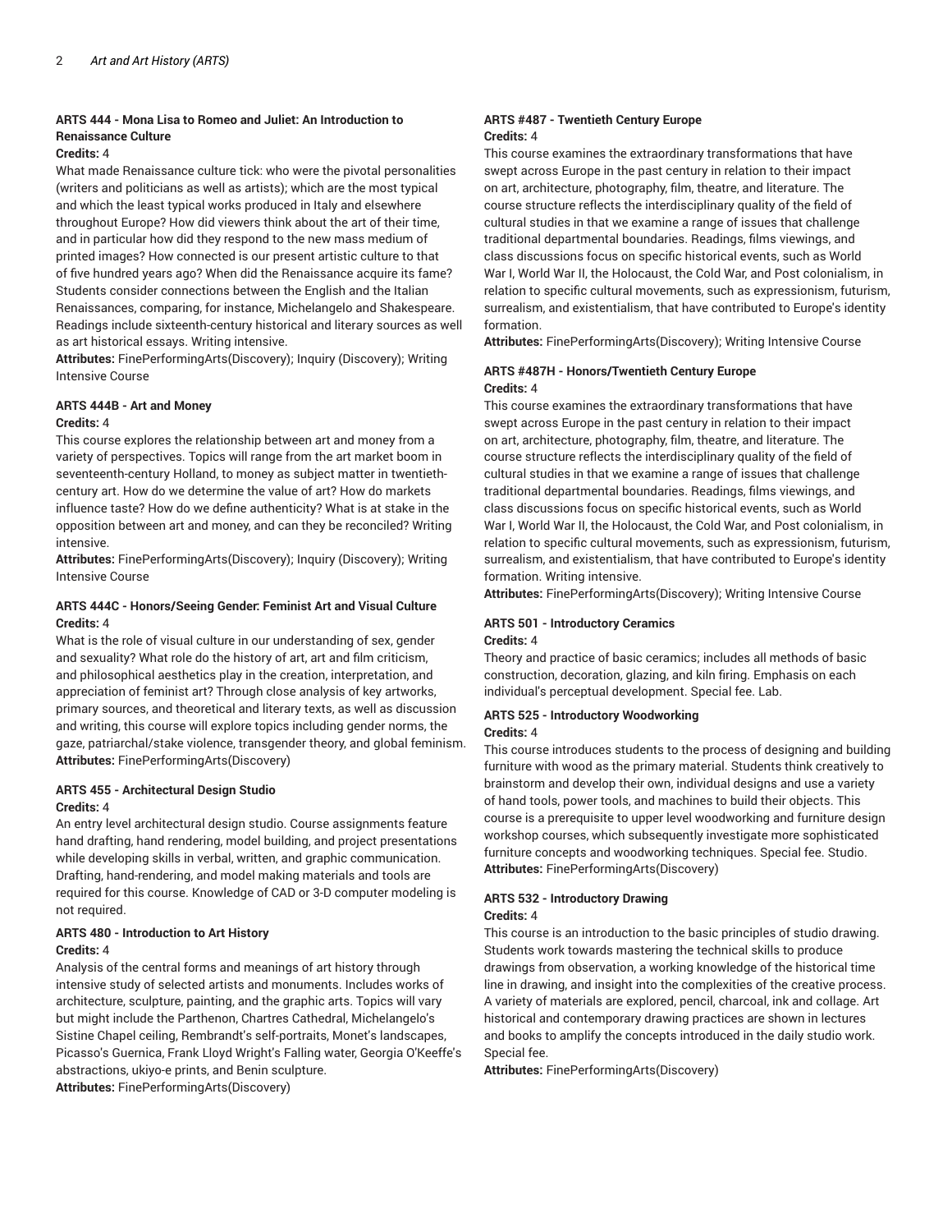### ARTS 444 - Mona Lisa to Romeo and Juliet: An Introduction to Renaissance Culture

**Credits:** 4

What made Renaissance culture tick: who were the pivotal personalities (writers and politicians as well as artists); which are the most typical and which the least typical works produced in Italy and elsewhere throughout Europe? How did viewers think about the art of their time, and in particular how did they respond to the new mass medium of printed images? How connected is our present artistic culture to that of five hundred years ago? When did the Renaissance acquire its fame? Students consider connections between the English and the Italian Renaissances, comparing, for instance, Michelangelo and Shakespeare. Readings include sixteenth-century historical and literary sources as well as art historical essays. Writing intensive.

**Attributes:** FinePerformingArts(Discovery); Inquiry (Discovery); Writing Intensive Course

### ARTS 444B - Art and Money

**Credits:** 4

This course explores the relationship between art and money from a variety of perspectives. Topics will range from the art market boom in seventeenth-century Holland, to money as subject matter in twentieth-century art. How do we determine the value of art? How do markets influence taste? How do we define authenticity? What is at stake in the opposition between art and money, and can they be reconciled? Writing intensive.

**Attributes:** FinePerformingArts(Discovery); Inquiry (Discovery); Writing Intensive Course

### ARTS 444C - Honors/Seeing Gender: Feminist Art and Visual Culture

**Credits:** 4

What is the role of visual culture in our understanding of sex, gender and sexuality? What role do the history of art, art and film criticism, and philosophical aesthetics play in the creation, interpretation, and appreciation of feminist art? Through close analysis of key artworks, primary sources, and theoretical and literary texts, as well as discussion and writing, this course will explore topics including gender norms, the gaze, patriarchal/stake violence, transgender theory, and global feminism.

**Attributes:** FinePerformingArts(Discovery)

### ARTS 455 - Architectural Design Studio

**Credits:** 4

An entry level architectural design studio. Course assignments feature hand drafting, hand rendering, model building, and project presentations while developing skills in verbal, written, and graphic communication. Drafting, hand-rendering, and model making materials and tools are required for this course. Knowledge of CAD or 3-D computer modeling is not required.

### ARTS 480 - Introduction to Art History

**Credits:** 4

Analysis of the central forms and meanings of art history through intensive study of selected artists and monuments. Includes works of architecture, sculpture, painting, and the graphic arts. Topics will vary but might include the Parthenon, Chartres Cathedral, Michelangelo's Sistine Chapel ceiling, Rembrandt's self-portraits, Monet's landscapes, Picasso's Guernica, Frank Lloyd Wright's Falling water, Georgia O'Keeffe's abstractions, ukiyo-e prints, and Benin sculpture.

**Attributes:** FinePerformingArts(Discovery)

### ARTS #487 - Twentieth Century Europe

**Credits:** 4

This course examines the extraordinary transformations that have swept across Europe in the past century in relation to their impact on art, architecture, photography, film, theatre, and literature. The course structure reflects the interdisciplinary quality of the field of cultural studies in that we examine a range of issues that challenge traditional departmental boundaries. Readings, films viewings, and class discussions focus on specific historical events, such as World War I, World War II, the Holocaust, the Cold War, and Post colonialism, in relation to specific cultural movements, such as expressionism, futurism, surrealism, and existentialism, that have contributed to Europe's identity formation.

**Attributes:** FinePerformingArts(Discovery); Writing Intensive Course

### ARTS #487H - Honors/Twentieth Century Europe

**Credits:** 4

This course examines the extraordinary transformations that have swept across Europe in the past century in relation to their impact on art, architecture, photography, film, theatre, and literature. The course structure reflects the interdisciplinary quality of the field of cultural studies in that we examine a range of issues that challenge traditional departmental boundaries. Readings, films viewings, and class discussions focus on specific historical events, such as World War I, World War II, the Holocaust, the Cold War, and Post colonialism, in relation to specific cultural movements, such as expressionism, futurism, surrealism, and existentialism, that have contributed to Europe's identity formation. Writing intensive.

**Attributes:** FinePerformingArts(Discovery); Writing Intensive Course

### ARTS 501 - Introductory Ceramics

**Credits:** 4

Theory and practice of basic ceramics; includes all methods of basic construction, decoration, glazing, and kiln firing. Emphasis on each individual's perceptual development. Special fee. Lab.

### ARTS 525 - Introductory Woodworking

**Credits:** 4

This course introduces students to the process of designing and building furniture with wood as the primary material. Students think creatively to brainstorm and develop their own, individual designs and use a variety of hand tools, power tools, and machines to build their objects. This course is a prerequisite to upper level woodworking and furniture design workshop courses, which subsequently investigate more sophisticated furniture concepts and woodworking techniques. Special fee. Studio.

**Attributes:** FinePerformingArts(Discovery)

### ARTS 532 - Introductory Drawing

**Credits:** 4

This course is an introduction to the basic principles of studio drawing. Students work towards mastering the technical skills to produce drawings from observation, a working knowledge of the historical time line in drawing, and insight into the complexities of the creative process. A variety of materials are explored, pencil, charcoal, ink and collage. Art historical and contemporary drawing practices are shown in lectures and books to amplify the concepts introduced in the daily studio work. Special fee.

**Attributes:** FinePerformingArts(Discovery)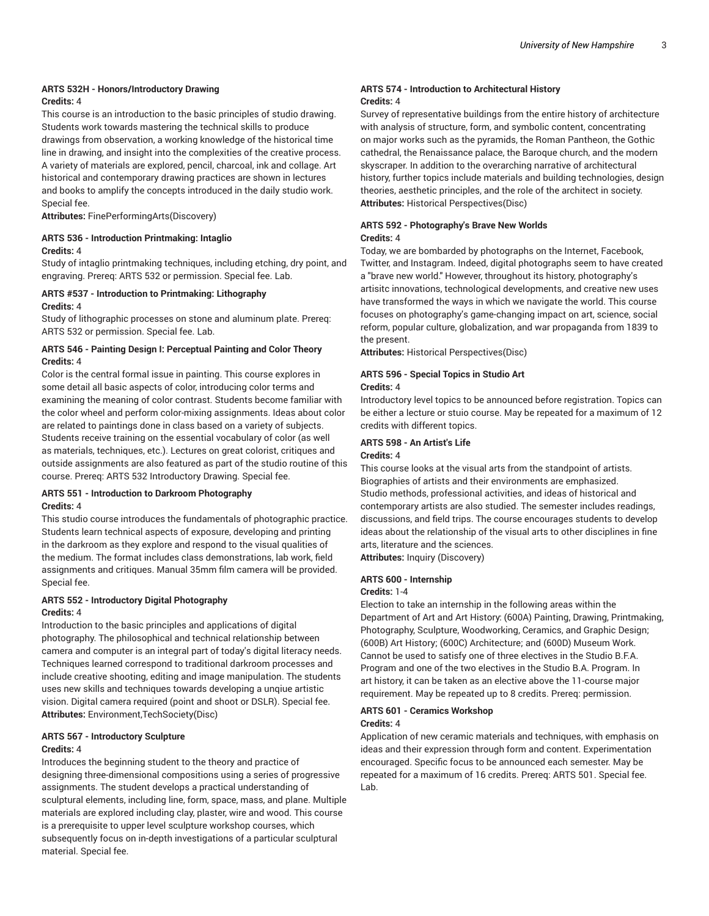### ARTS 532H - Honors/Introductory Drawing

**Credits:** 4

This course is an introduction to the basic principles of studio drawing. Students work towards mastering the technical skills to produce drawings from observation, a working knowledge of the historical time line in drawing, and insight into the complexities of the creative process. A variety of materials are explored, pencil, charcoal, ink and collage. Art historical and contemporary drawing practices are shown in lectures and books to amplify the concepts introduced in the daily studio work. Special fee.

**Attributes:** FinePerformingArts(Discovery)

### ARTS 536 - Introduction Printmaking: Intaglio

**Credits:** 4

Study of intaglio printmaking techniques, including etching, dry point, and engraving. Prereq: ARTS 532 or permission. Special fee. Lab.

### ARTS #537 - Introduction to Printmaking: Lithography

**Credits:** 4

Study of lithographic processes on stone and aluminum plate. Prereq: ARTS 532 or permission. Special fee. Lab.

### ARTS 546 - Painting Design I: Perceptual Painting and Color Theory

**Credits:** 4

Color is the central formal issue in painting. This course explores in some detail all basic aspects of color, introducing color terms and examining the meaning of color contrast. Students become familiar with the color wheel and perform color-mixing assignments. Ideas about color are related to paintings done in class based on a variety of subjects. Students receive training on the essential vocabulary of color (as well as materials, techniques, etc.). Lectures on great colorist, critiques and outside assignments are also featured as part of the studio routine of this course. Prereq: ARTS 532 Introductory Drawing. Special fee.

### ARTS 551 - Introduction to Darkroom Photography

**Credits:** 4

This studio course introduces the fundamentals of photographic practice. Students learn technical aspects of exposure, developing and printing in the darkroom as they explore and respond to the visual qualities of the medium. The format includes class demonstrations, lab work, field assignments and critiques. Manual 35mm film camera will be provided. Special fee.

### ARTS 552 - Introductory Digital Photography

**Credits:** 4

Introduction to the basic principles and applications of digital photography. The philosophical and technical relationship between camera and computer is an integral part of today's digital literacy needs. Techniques learned correspond to traditional darkroom processes and include creative shooting, editing and image manipulation. The students uses new skills and techniques towards developing a unqiue artistic vision. Digital camera required (point and shoot or DSLR). Special fee.

**Attributes:** Environment,TechSociety(Disc)

### ARTS 567 - Introductory Sculpture

**Credits:** 4

Introduces the beginning student to the theory and practice of designing three-dimensional compositions using a series of progressive assignments. The student develops a practical understanding of sculptural elements, including line, form, space, mass, and plane. Multiple materials are explored including clay, plaster, wire and wood. This course is a prerequisite to upper level sculpture workshop courses, which subsequently focus on in-depth investigations of a particular sculptural material. Special fee.

### ARTS 574 - Introduction to Architectural History

**Credits:** 4

Survey of representative buildings from the entire history of architecture with analysis of structure, form, and symbolic content, concentrating on major works such as the pyramids, the Roman Pantheon, the Gothic cathedral, the Renaissance palace, the Baroque church, and the modern skyscraper. In addition to the overarching narrative of architectural history, further topics include materials and building technologies, design theories, aesthetic principles, and the role of the architect in society.

**Attributes:** Historical Perspectives(Disc)

### ARTS 592 - Photography's Brave New Worlds

**Credits:** 4

Today, we are bombarded by photographs on the Internet, Facebook, Twitter, and Instagram. Indeed, digital photographs seem to have created a "brave new world." However, throughout its history, photography's artisitc innovations, technological developments, and creative new uses have transformed the ways in which we navigate the world. This course focuses on photography's game-changing impact on art, science, social reform, popular culture, globalization, and war propaganda from 1839 to the present.

**Attributes:** Historical Perspectives(Disc)

### ARTS 596 - Special Topics in Studio Art

**Credits:** 4

Introductory level topics to be announced before registration. Topics can be either a lecture or stuio course. May be repeated for a maximum of 12 credits with different topics.

### ARTS 598 - An Artist's Life

**Credits:** 4

This course looks at the visual arts from the standpoint of artists. Biographies of artists and their environments are emphasized. Studio methods, professional activities, and ideas of historical and contemporary artists are also studied. The semester includes readings, discussions, and field trips. The course encourages students to develop ideas about the relationship of the visual arts to other disciplines in fine arts, literature and the sciences.

**Attributes:** Inquiry (Discovery)

### ARTS 600 - Internship

**Credits:** 1-4

Election to take an internship in the following areas within the Department of Art and Art History: (600A) Painting, Drawing, Printmaking, Photography, Sculpture, Woodworking, Ceramics, and Graphic Design; (600B) Art History; (600C) Architecture; and (600D) Museum Work. Cannot be used to satisfy one of three electives in the Studio B.F.A. Program and one of the two electives in the Studio B.A. Program. In art history, it can be taken as an elective above the 11-course major requirement. May be repeated up to 8 credits. Prereq: permission.

### ARTS 601 - Ceramics Workshop

**Credits:** 4

Application of new ceramic materials and techniques, with emphasis on ideas and their expression through form and content. Experimentation encouraged. Specific focus to be announced each semester. May be repeated for a maximum of 16 credits. Prereq: ARTS 501. Special fee. Lab.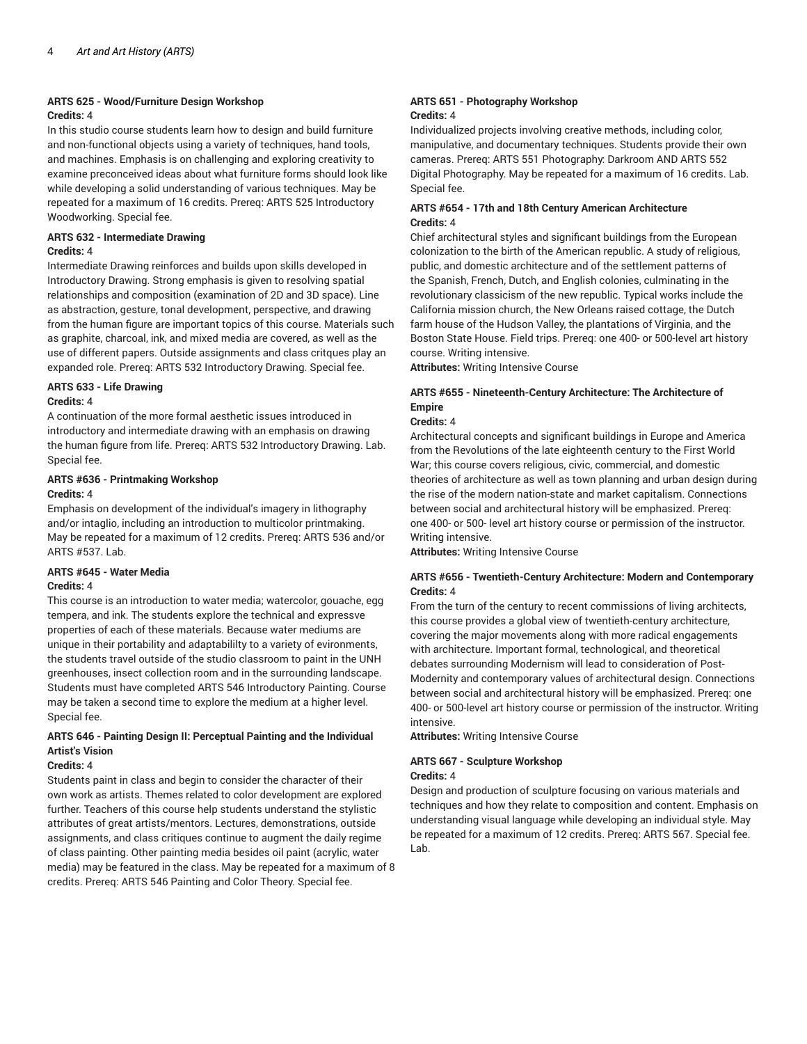### ARTS 625 - Wood/Furniture Design Workshop

**Credits:** 4

In this studio course students learn how to design and build furniture and non-functional objects using a variety of techniques, hand tools, and machines. Emphasis is on challenging and exploring creativity to examine preconceived ideas about what furniture forms should look like while developing a solid understanding of various techniques. May be repeated for a maximum of 16 credits. Prereq: ARTS 525 Introductory Woodworking. Special fee.

### ARTS 632 - Intermediate Drawing

**Credits:** 4

Intermediate Drawing reinforces and builds upon skills developed in Introductory Drawing. Strong emphasis is given to resolving spatial relationships and composition (examination of 2D and 3D space). Line as abstraction, gesture, tonal development, perspective, and drawing from the human figure are important topics of this course. Materials such as graphite, charcoal, ink, and mixed media are covered, as well as the use of different papers. Outside assignments and class critques play an expanded role. Prereq: ARTS 532 Introductory Drawing. Special fee.

### ARTS 633 - Life Drawing

**Credits:** 4

A continuation of the more formal aesthetic issues introduced in introductory and intermediate drawing with an emphasis on drawing the human figure from life. Prereq: ARTS 532 Introductory Drawing. Lab. Special fee.

### ARTS #636 - Printmaking Workshop

**Credits:** 4

Emphasis on development of the individual's imagery in lithography and/or intaglio, including an introduction to multicolor printmaking. May be repeated for a maximum of 12 credits. Prereq: ARTS 536 and/or ARTS #537. Lab.

### ARTS #645 - Water Media

**Credits:** 4

This course is an introduction to water media; watercolor, gouache, egg tempera, and ink. The students explore the technical and expressve properties of each of these materials. Because water mediums are unique in their portability and adaptabililty to a variety of evironments, the students travel outside of the studio classroom to paint in the UNH greenhouses, insect collection room and in the surrounding landscape. Students must have completed ARTS 546 Introductory Painting. Course may be taken a second time to explore the medium at a higher level. Special fee.

### ARTS 646 - Painting Design II: Perceptual Painting and the Individual Artist's Vision

**Credits:** 4

Students paint in class and begin to consider the character of their own work as artists. Themes related to color development are explored further. Teachers of this course help students understand the stylistic attributes of great artists/mentors. Lectures, demonstrations, outside assignments, and class critiques continue to augment the daily regime of class painting. Other painting media besides oil paint (acrylic, water media) may be featured in the class. May be repeated for a maximum of 8 credits. Prereq: ARTS 546 Painting and Color Theory. Special fee.

### ARTS 651 - Photography Workshop

**Credits:** 4

Individualized projects involving creative methods, including color, manipulative, and documentary techniques. Students provide their own cameras. Prereq: ARTS 551 Photography: Darkroom AND ARTS 552 Digital Photography. May be repeated for a maximum of 16 credits. Lab. Special fee.

### ARTS #654 - 17th and 18th Century American Architecture

**Credits:** 4

Chief architectural styles and significant buildings from the European colonization to the birth of the American republic. A study of religious, public, and domestic architecture and of the settlement patterns of the Spanish, French, Dutch, and English colonies, culminating in the revolutionary classicism of the new republic. Typical works include the California mission church, the New Orleans raised cottage, the Dutch farm house of the Hudson Valley, the plantations of Virginia, and the Boston State House. Field trips. Prereq: one 400- or 500-level art history course. Writing intensive.

**Attributes:** Writing Intensive Course

### ARTS #655 - Nineteenth-Century Architecture: The Architecture of Empire

**Credits:** 4

Architectural concepts and significant buildings in Europe and America from the Revolutions of the late eighteenth century to the First World War; this course covers religious, civic, commercial, and domestic theories of architecture as well as town planning and urban design during the rise of the modern nation-state and market capitalism. Connections between social and architectural history will be emphasized. Prereq: one 400- or 500- level art history course or permission of the instructor. Writing intensive.

**Attributes:** Writing Intensive Course

### ARTS #656 - Twentieth-Century Architecture: Modern and Contemporary

**Credits:** 4

From the turn of the century to recent commissions of living architects, this course provides a global view of twentieth-century architecture, covering the major movements along with more radical engagements with architecture. Important formal, technological, and theoretical debates surrounding Modernism will lead to consideration of Post-Modernity and contemporary values of architectural design. Connections between social and architectural history will be emphasized. Prereq: one 400- or 500-level art history course or permission of the instructor. Writing intensive.

**Attributes:** Writing Intensive Course

### ARTS 667 - Sculpture Workshop

**Credits:** 4

Design and production of sculpture focusing on various materials and techniques and how they relate to composition and content. Emphasis on understanding visual language while developing an individual style. May be repeated for a maximum of 12 credits. Prereq: ARTS 567. Special fee. Lab.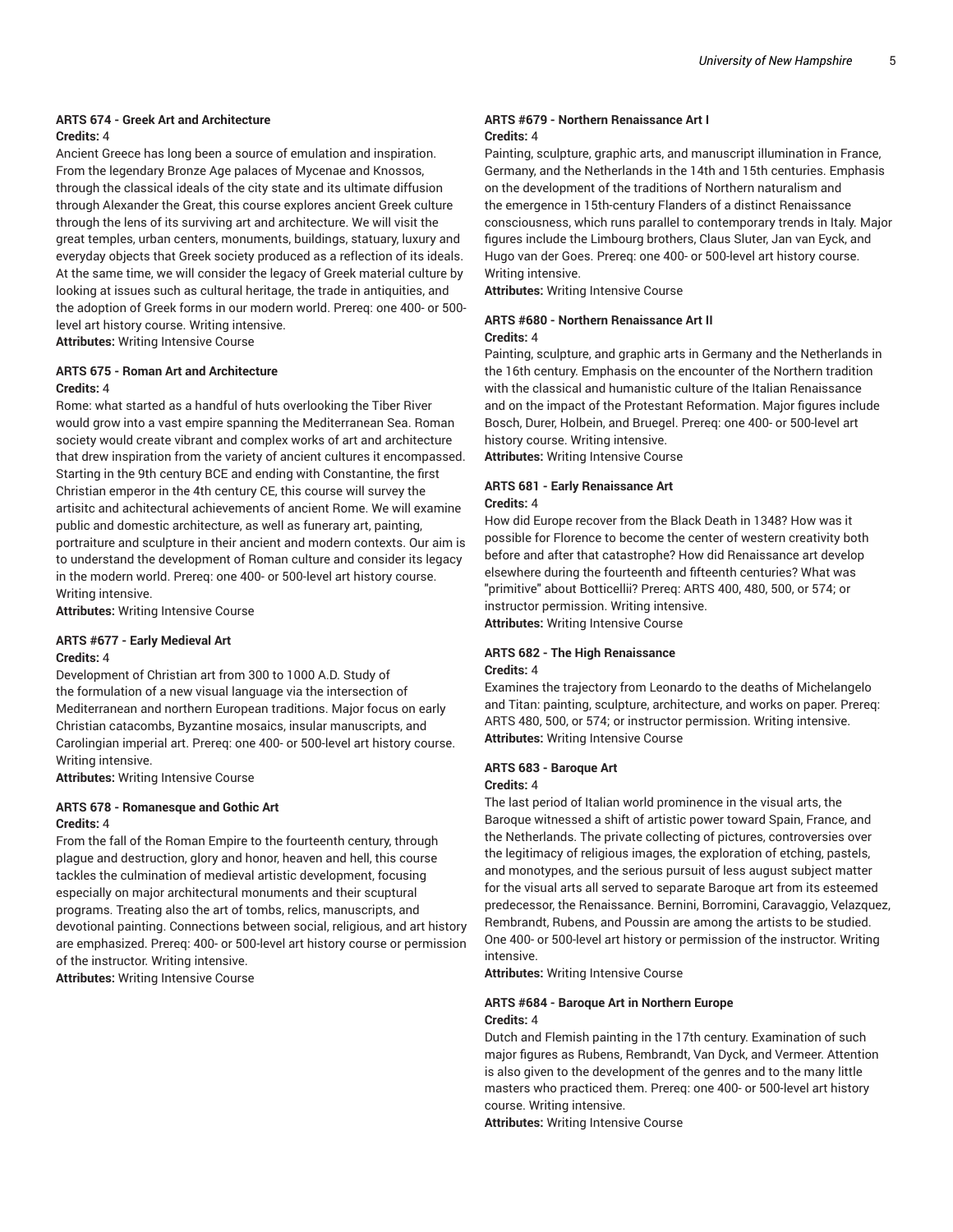### ARTS 674 - Greek Art and Architecture

**Credits:** 4

Ancient Greece has long been a source of emulation and inspiration. From the legendary Bronze Age palaces of Mycenae and Knossos, through the classical ideals of the city state and its ultimate diffusion through Alexander the Great, this course explores ancient Greek culture through the lens of its surviving art and architecture. We will visit the great temples, urban centers, monuments, buildings, statuary, luxury and everyday objects that Greek society produced as a reflection of its ideals. At the same time, we will consider the legacy of Greek material culture by looking at issues such as cultural heritage, the trade in antiquities, and the adoption of Greek forms in our modern world. Prereq: one 400- or 500-level art history course. Writing intensive.

**Attributes:** Writing Intensive Course

### ARTS 675 - Roman Art and Architecture

**Credits:** 4

Rome: what started as a handful of huts overlooking the Tiber River would grow into a vast empire spanning the Mediterranean Sea. Roman society would create vibrant and complex works of art and architecture that drew inspiration from the variety of ancient cultures it encompassed. Starting in the 9th century BCE and ending with Constantine, the first Christian emperor in the 4th century CE, this course will survey the artisitc and achitectural achievements of ancient Rome. We will examine public and domestic architecture, as well as funerary art, painting, portraiture and sculpture in their ancient and modern contexts. Our aim is to understand the development of Roman culture and consider its legacy in the modern world. Prereq: one 400- or 500-level art history course. Writing intensive.

**Attributes:** Writing Intensive Course

### ARTS #677 - Early Medieval Art

**Credits:** 4

Development of Christian art from 300 to 1000 A.D. Study of the formulation of a new visual language via the intersection of Mediterranean and northern European traditions. Major focus on early Christian catacombs, Byzantine mosaics, insular manuscripts, and Carolingian imperial art. Prereq: one 400- or 500-level art history course. Writing intensive.

**Attributes:** Writing Intensive Course

### ARTS 678 - Romanesque and Gothic Art

**Credits:** 4

From the fall of the Roman Empire to the fourteenth century, through plague and destruction, glory and honor, heaven and hell, this course tackles the culmination of medieval artistic development, focusing especially on major architectural monuments and their scuptural programs. Treating also the art of tombs, relics, manuscripts, and devotional painting. Connections between social, religious, and art history are emphasized. Prereq: 400- or 500-level art history course or permission of the instructor. Writing intensive.

**Attributes:** Writing Intensive Course

### ARTS #679 - Northern Renaissance Art I

**Credits:** 4

Painting, sculpture, graphic arts, and manuscript illumination in France, Germany, and the Netherlands in the 14th and 15th centuries. Emphasis on the development of the traditions of Northern naturalism and the emergence in 15th-century Flanders of a distinct Renaissance consciousness, which runs parallel to contemporary trends in Italy. Major figures include the Limbourg brothers, Claus Sluter, Jan van Eyck, and Hugo van der Goes. Prereq: one 400- or 500-level art history course. Writing intensive.

**Attributes:** Writing Intensive Course

### ARTS #680 - Northern Renaissance Art II

**Credits:** 4

Painting, sculpture, and graphic arts in Germany and the Netherlands in the 16th century. Emphasis on the encounter of the Northern tradition with the classical and humanistic culture of the Italian Renaissance and on the impact of the Protestant Reformation. Major figures include Bosch, Durer, Holbein, and Bruegel. Prereq: one 400- or 500-level art history course. Writing intensive.

**Attributes:** Writing Intensive Course

### ARTS 681 - Early Renaissance Art

**Credits:** 4

How did Europe recover from the Black Death in 1348? How was it possible for Florence to become the center of western creativity both before and after that catastrophe? How did Renaissance art develop elsewhere during the fourteenth and fifteenth centuries? What was "primitive" about Botticellii? Prereq: ARTS 400, 480, 500, or 574; or instructor permission. Writing intensive.

**Attributes:** Writing Intensive Course

### ARTS 682 - The High Renaissance

**Credits:** 4

Examines the trajectory from Leonardo to the deaths of Michelangelo and Titan: painting, sculpture, architecture, and works on paper. Prereq: ARTS 480, 500, or 574; or instructor permission. Writing intensive.

**Attributes:** Writing Intensive Course

### ARTS 683 - Baroque Art

**Credits:** 4

The last period of Italian world prominence in the visual arts, the Baroque witnessed a shift of artistic power toward Spain, France, and the Netherlands. The private collecting of pictures, controversies over the legitimacy of religious images, the exploration of etching, pastels, and monotypes, and the serious pursuit of less august subject matter for the visual arts all served to separate Baroque art from its esteemed predecessor, the Renaissance. Bernini, Borromini, Caravaggio, Velazquez, Rembrandt, Rubens, and Poussin are among the artists to be studied. One 400- or 500-level art history or permission of the instructor. Writing intensive.

**Attributes:** Writing Intensive Course

### ARTS #684 - Baroque Art in Northern Europe

**Credits:** 4

Dutch and Flemish painting in the 17th century. Examination of such major figures as Rubens, Rembrandt, Van Dyck, and Vermeer. Attention is also given to the development of the genres and to the many little masters who practiced them. Prereq: one 400- or 500-level art history course. Writing intensive.

**Attributes:** Writing Intensive Course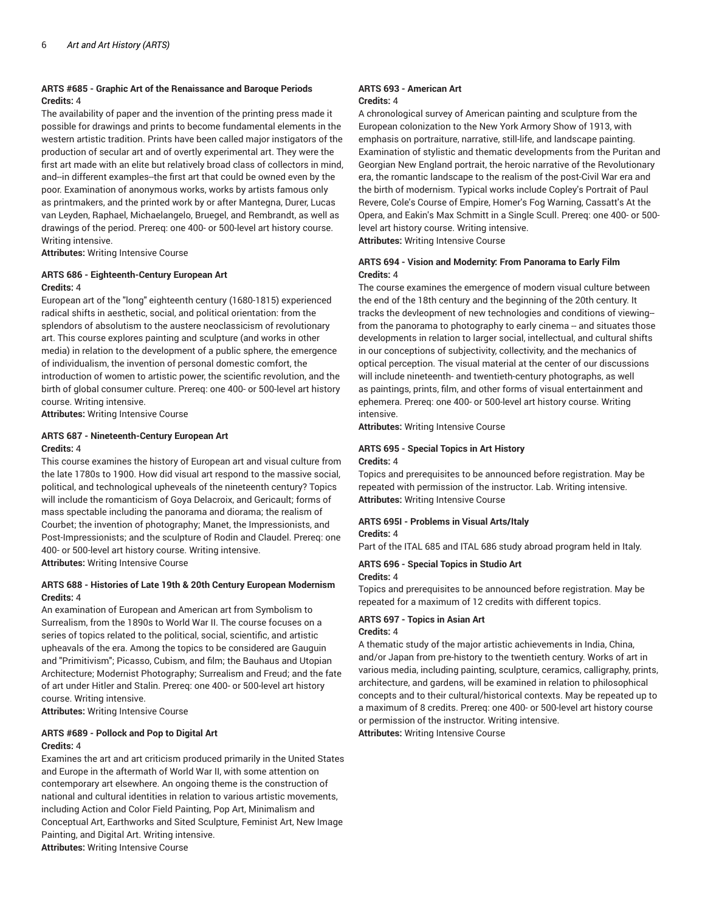#### ARTS #685 - Graphic Art of the Renaissance and Baroque Periods
**Credits:** 4

The availability of paper and the invention of the printing press made it possible for drawings and prints to become fundamental elements in the western artistic tradition. Prints have been called major instigators of the production of secular art and of overtly experimental art. They were the first art made with an elite but relatively broad class of collectors in mind, and--in different examples--the first art that could be owned even by the poor. Examination of anonymous works, works by artists famous only as printmakers, and the printed work by or after Mantegna, Durer, Lucas van Leyden, Raphael, Michaelangelo, Bruegel, and Rembrandt, as well as drawings of the period. Prereq: one 400- or 500-level art history course. Writing intensive.

**Attributes:** Writing Intensive Course

#### ARTS 686 - Eighteenth-Century European Art
**Credits:** 4

European art of the "long" eighteenth century (1680-1815) experienced radical shifts in aesthetic, social, and political orientation: from the splendors of absolutism to the austere neoclassicism of revolutionary art. This course explores painting and sculpture (and works in other media) in relation to the development of a public sphere, the emergence of individualism, the invention of personal domestic comfort, the introduction of women to artistic power, the scientific revolution, and the birth of global consumer culture. Prereq: one 400- or 500-level art history course. Writing intensive.

**Attributes:** Writing Intensive Course

#### ARTS 687 - Nineteenth-Century European Art
**Credits:** 4

This course examines the history of European art and visual culture from the late 1780s to 1900. How did visual art respond to the massive social, political, and technological upheveals of the nineteenth century? Topics will include the romanticism of Goya Delacroix, and Gericault; forms of mass spectable including the panorama and diorama; the realism of Courbet; the invention of photography; Manet, the Impressionists, and Post-Impressionists; and the sculpture of Rodin and Claudel. Prereq: one 400- or 500-level art history course. Writing intensive.

**Attributes:** Writing Intensive Course

#### ARTS 688 - Histories of Late 19th & 20th Century European Modernism
**Credits:** 4

An examination of European and American art from Symbolism to Surrealism, from the 1890s to World War II. The course focuses on a series of topics related to the political, social, scientific, and artistic upheavals of the era. Among the topics to be considered are Gauguin and "Primitivism"; Picasso, Cubism, and film; the Bauhaus and Utopian Architecture; Modernist Photography; Surrealism and Freud; and the fate of art under Hitler and Stalin. Prereq: one 400- or 500-level art history course. Writing intensive.

**Attributes:** Writing Intensive Course

#### ARTS #689 - Pollock and Pop to Digital Art
**Credits:** 4

Examines the art and art criticism produced primarily in the United States and Europe in the aftermath of World War II, with some attention on contemporary art elsewhere. An ongoing theme is the construction of national and cultural identities in relation to various artistic movements, including Action and Color Field Painting, Pop Art, Minimalism and Conceptual Art, Earthworks and Sited Sculpture, Feminist Art, New Image Painting, and Digital Art. Writing intensive.

**Attributes:** Writing Intensive Course

#### ARTS 693 - American Art
**Credits:** 4

A chronological survey of American painting and sculpture from the European colonization to the New York Armory Show of 1913, with emphasis on portraiture, narrative, still-life, and landscape painting. Examination of stylistic and thematic developments from the Puritan and Georgian New England portrait, the heroic narrative of the Revolutionary era, the romantic landscape to the realism of the post-Civil War era and the birth of modernism. Typical works include Copley's Portrait of Paul Revere, Cole's Course of Empire, Homer's Fog Warning, Cassatt's At the Opera, and Eakin's Max Schmitt in a Single Scull. Prereq: one 400- or 500-level art history course. Writing intensive.

**Attributes:** Writing Intensive Course

#### ARTS 694 - Vision and Modernity: From Panorama to Early Film
**Credits:** 4

The course examines the emergence of modern visual culture between the end of the 18th century and the beginning of the 20th century. It tracks the devleopment of new technologies and conditions of viewing-- from the panorama to photography to early cinema -- and situates those developments in relation to larger social, intellectual, and cultural shifts in our conceptions of subjectivity, collectivity, and the mechanics of optical perception. The visual material at the center of our discussions will include nineteenth- and twentieth-century photographs, as well as paintings, prints, film, and other forms of visual entertainment and ephemera. Prereq: one 400- or 500-level art history course. Writing intensive.

**Attributes:** Writing Intensive Course

#### ARTS 695 - Special Topics in Art History
**Credits:** 4

Topics and prerequisites to be announced before registration. May be repeated with permission of the instructor. Lab. Writing intensive.

**Attributes:** Writing Intensive Course

#### ARTS 695I - Problems in Visual Arts/Italy
**Credits:** 4

Part of the ITAL 685 and ITAL 686 study abroad program held in Italy.

#### ARTS 696 - Special Topics in Studio Art
**Credits:** 4

Topics and prerequisites to be announced before registration. May be repeated for a maximum of 12 credits with different topics.

#### ARTS 697 - Topics in Asian Art
**Credits:** 4

A thematic study of the major artistic achievements in India, China, and/or Japan from pre-history to the twentieth century. Works of art in various media, including painting, sculpture, ceramics, calligraphy, prints, architecture, and gardens, will be examined in relation to philosophical concepts and to their cultural/historical contexts. May be repeated up to a maximum of 8 credits. Prereq: one 400- or 500-level art history course or permission of the instructor. Writing intensive.

**Attributes:** Writing Intensive Course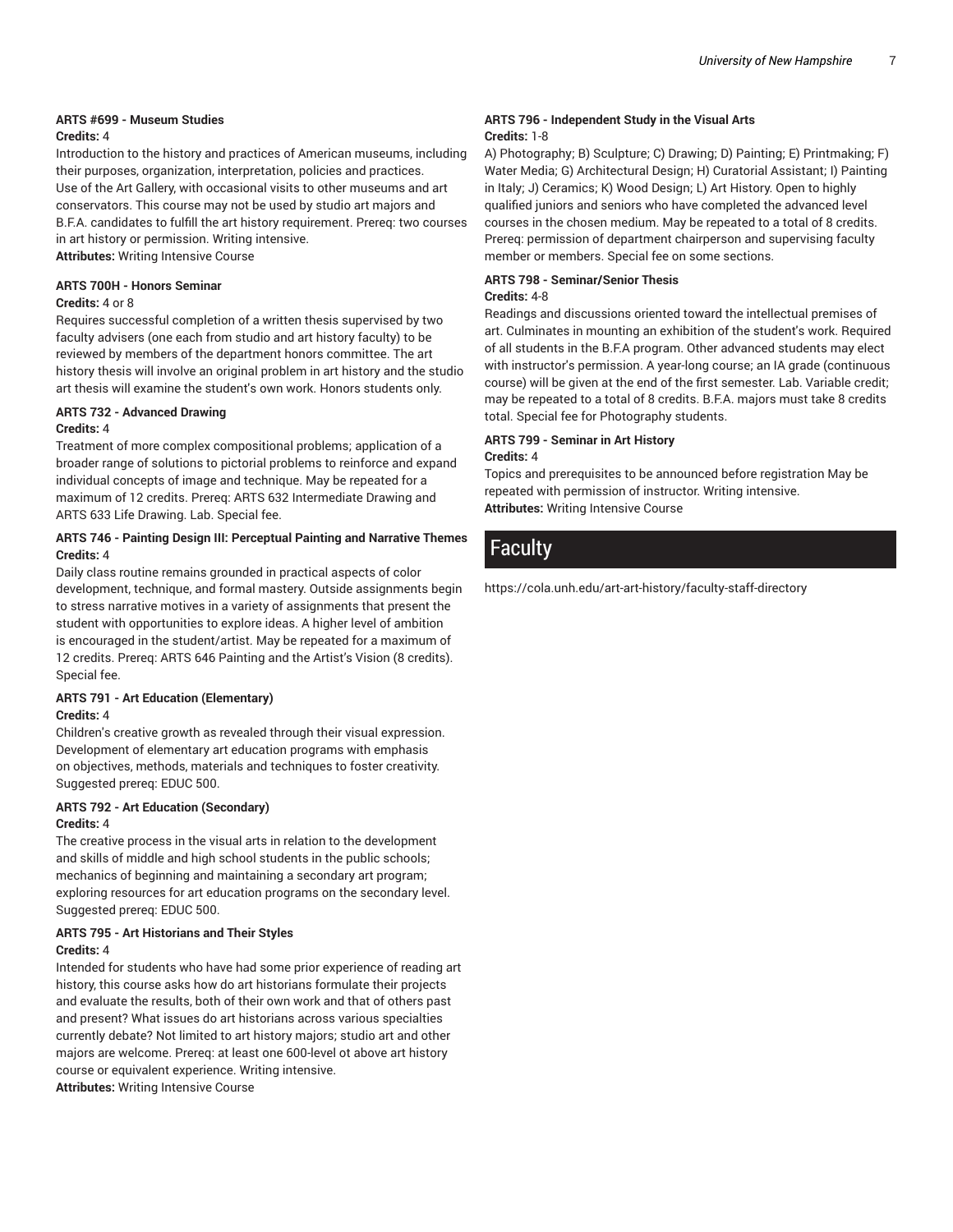**ARTS #699 - Museum Studies**
**Credits:** 4
Introduction to the history and practices of American museums, including their purposes, organization, interpretation, policies and practices. Use of the Art Gallery, with occasional visits to other museums and art conservators. This course may not be used by studio art majors and B.F.A. candidates to fulfill the art history requirement. Prereq: two courses in art history or permission. Writing intensive.
**Attributes:** Writing Intensive Course

**ARTS 700H - Honors Seminar**
**Credits:** 4 or 8
Requires successful completion of a written thesis supervised by two faculty advisers (one each from studio and art history faculty) to be reviewed by members of the department honors committee. The art history thesis will involve an original problem in art history and the studio art thesis will examine the student's own work. Honors students only.

**ARTS 732 - Advanced Drawing**
**Credits:** 4
Treatment of more complex compositional problems; application of a broader range of solutions to pictorial problems to reinforce and expand individual concepts of image and technique. May be repeated for a maximum of 12 credits. Prereq: ARTS 632 Intermediate Drawing and ARTS 633 Life Drawing. Lab. Special fee.

**ARTS 746 - Painting Design III: Perceptual Painting and Narrative Themes**
**Credits:** 4
Daily class routine remains grounded in practical aspects of color development, technique, and formal mastery. Outside assignments begin to stress narrative motives in a variety of assignments that present the student with opportunities to explore ideas. A higher level of ambition is encouraged in the student/artist. May be repeated for a maximum of 12 credits. Prereq: ARTS 646 Painting and the Artist's Vision (8 credits). Special fee.

**ARTS 791 - Art Education (Elementary)**
**Credits:** 4
Children's creative growth as revealed through their visual expression. Development of elementary art education programs with emphasis on objectives, methods, materials and techniques to foster creativity. Suggested prereq: EDUC 500.

**ARTS 792 - Art Education (Secondary)**
**Credits:** 4
The creative process in the visual arts in relation to the development and skills of middle and high school students in the public schools; mechanics of beginning and maintaining a secondary art program; exploring resources for art education programs on the secondary level. Suggested prereq: EDUC 500.

**ARTS 795 - Art Historians and Their Styles**
**Credits:** 4
Intended for students who have had some prior experience of reading art history, this course asks how do art historians formulate their projects and evaluate the results, both of their own work and that of others past and present? What issues do art historians across various specialties currently debate? Not limited to art history majors; studio art and other majors are welcome. Prereq: at least one 600-level ot above art history course or equivalent experience. Writing intensive.
**Attributes:** Writing Intensive Course

**ARTS 796 - Independent Study in the Visual Arts**
**Credits:** 1-8
A) Photography; B) Sculpture; C) Drawing; D) Painting; E) Printmaking; F) Water Media; G) Architectural Design; H) Curatorial Assistant; I) Painting in Italy; J) Ceramics; K) Wood Design; L) Art History. Open to highly qualified juniors and seniors who have completed the advanced level courses in the chosen medium. May be repeated to a total of 8 credits. Prereq: permission of department chairperson and supervising faculty member or members. Special fee on some sections.

**ARTS 798 - Seminar/Senior Thesis**
**Credits:** 4-8
Readings and discussions oriented toward the intellectual premises of art. Culminates in mounting an exhibition of the student's work. Required of all students in the B.F.A program. Other advanced students may elect with instructor's permission. A year-long course; an IA grade (continuous course) will be given at the end of the first semester. Lab. Variable credit; may be repeated to a total of 8 credits. B.F.A. majors must take 8 credits total. Special fee for Photography students.

**ARTS 799 - Seminar in Art History**
**Credits:** 4
Topics and prerequisites to be announced before registration May be repeated with permission of instructor. Writing intensive.
**Attributes:** Writing Intensive Course

## Faculty

https://cola.unh.edu/art-art-history/faculty-staff-directory